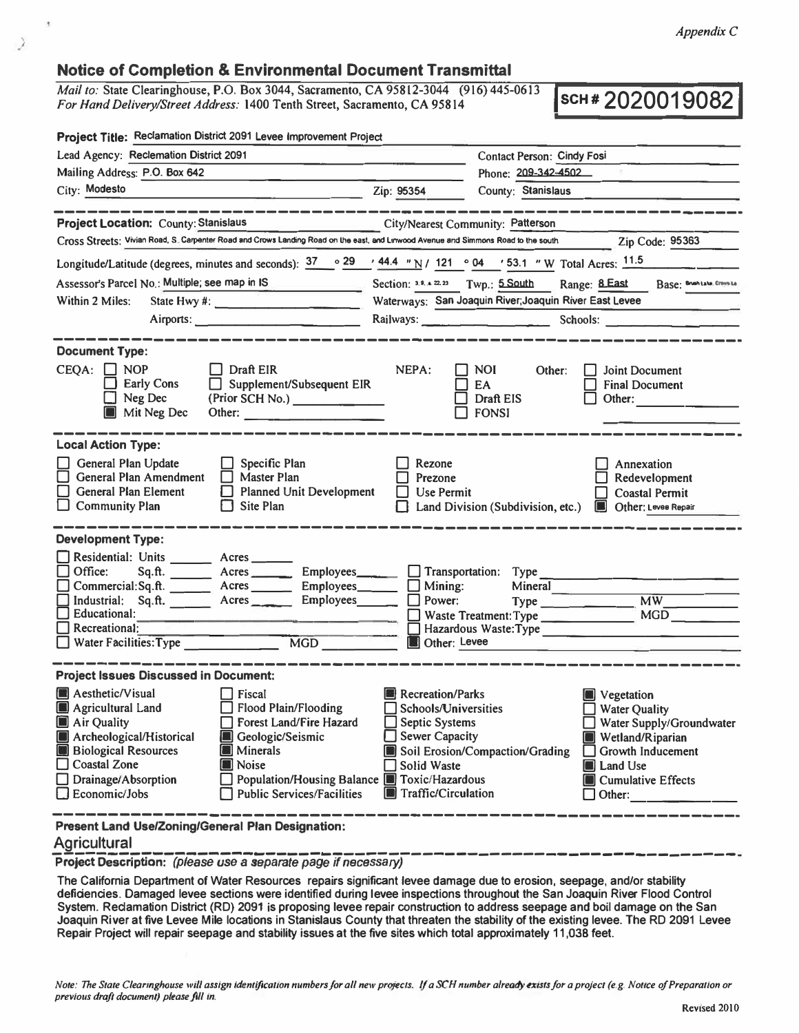*Appendix C*

## Notice of Completion & Environmental Document Transmittal

*Mail to:* State Clearinghouse, P.O. Box 3044, Sacramento, CA 95812-3044 (916) 445-0613
*For Hand Delivery/Street Address:* 1400 Tenth Street, Sacramento, CA 95814

**SCH # 2020019082**

**Project Title:** Reclamation District 2091 Levee Improvement Project

Lead Agency: Reclamation District 2091 — Contact Person: Cindy Fosi
Mailing Address: P.O. Box 642 — Phone: 209-342-4502
City: Modesto — Zip: 95354 — County: Stanislaus

---

**Project Location:** County: Stanislaus — City/Nearest Community: Patterson
Cross Streets: Vivian Road, S. Carpenter Road and Crows Landing Road on the east, and Linwood Avenue and Simmons Road to the south — Zip Code: 95363
Longitude/Latitude (degrees, minutes and seconds): 37 ° 29 ' 44.4 " N / 121 ° 04 ' 53.1 " W Total Acres: 11.5
Assessor's Parcel No.: Multiple; see map in IS — Section: 3, 9, & 22, 23 — Twp.: 5 South — Range: 8 East — Base: Brush Lake, Crows Ld
Within 2 Miles: State Hwy #: — Waterways: San Joaquin River;Joaquin River East Levee
Airports: — Railways: — Schools:

---

**Document Type:**

CEQA:
- ☐ NOP
- ☐ Early Cons
- ☐ Neg Dec
- ☒ Mit Neg Dec
- ☐ Draft EIR
- ☐ Supplement/Subsequent EIR (Prior SCH No.) ______
- Other: ______

NEPA:
- ☐ NOI
- ☐ EA
- ☐ Draft EIS
- ☐ FONSI

Other:
- ☐ Joint Document
- ☐ Final Document
- ☐ Other: ______

---

**Local Action Type:**

- ☐ General Plan Update
- ☐ General Plan Amendment
- ☐ General Plan Element
- ☐ Community Plan
- ☐ Specific Plan
- ☐ Master Plan
- ☐ Planned Unit Development
- ☐ Site Plan
- ☐ Rezone
- ☐ Prezone
- ☐ Use Permit
- ☐ Land Division (Subdivision, etc.)
- ☐ Annexation
- ☐ Redevelopment
- ☐ Coastal Permit
- ☒ Other: Levee Repair

---

**Development Type:**

- ☐ Residential: Units ______ Acres ______
- ☐ Office: Sq.ft. ______ Acres ______ Employees ______
- ☐ Commercial: Sq.ft. ______ Acres ______ Employees ______
- ☐ Industrial: Sq.ft. ______ Acres ______ Employees ______
- ☐ Educational: ______
- ☐ Recreational: ______
- ☐ Water Facilities: Type ______ MGD ______
- ☐ Transportation: Type ______
- ☐ Mining: Mineral ______
- ☐ Power: Type ______ MW ______
- ☐ Waste Treatment: Type ______ MGD ______
- ☐ Hazardous Waste: Type ______
- ☒ Other: Levee

---

**Project Issues Discussed in Document:**

- ☒ Aesthetic/Visual
- ☒ Agricultural Land
- ☒ Air Quality
- ☒ Archeological/Historical
- ☒ Biological Resources
- ☐ Coastal Zone
- ☐ Drainage/Absorption
- ☐ Economic/Jobs
- ☐ Fiscal
- ☐ Flood Plain/Flooding
- ☐ Forest Land/Fire Hazard
- ☒ Geologic/Seismic
- ☒ Minerals
- ☒ Noise
- ☐ Population/Housing Balance
- ☐ Public Services/Facilities
- ☒ Recreation/Parks
- ☐ Schools/Universities
- ☐ Septic Systems
- ☐ Sewer Capacity
- ☒ Soil Erosion/Compaction/Grading
- ☐ Solid Waste
- ☒ Toxic/Hazardous
- ☒ Traffic/Circulation
- ☒ Vegetation
- ☐ Water Quality
- ☐ Water Supply/Groundwater
- ☒ Wetland/Riparian
- ☐ Growth Inducement
- ☒ Land Use
- ☒ Cumulative Effects
- ☐ Other: ______

---

**Present Land Use/Zoning/General Plan Designation:**

Agricultural

**Project Description:** *(please use a separate page if necessary)*

The California Department of Water Resources repairs significant levee damage due to erosion, seepage, and/or stability deficiencies. Damaged levee sections were identified during levee inspections throughout the San Joaquin River Flood Control System. Reclamation District (RD) 2091 is proposing levee repair construction to address seepage and boil damage on the San Joaquin River at five Levee Mile locations in Stanislaus County that threaten the stability of the existing levee. The RD 2091 Levee Repair Project will repair seepage and stability issues at the five sites which total approximately 11,038 feet.

*Note: The State Clearinghouse will assign identification numbers for all new projects. If a SCH number already exists for a project (e.g. Notice of Preparation or previous draft document) please fill in.*

Revised 2010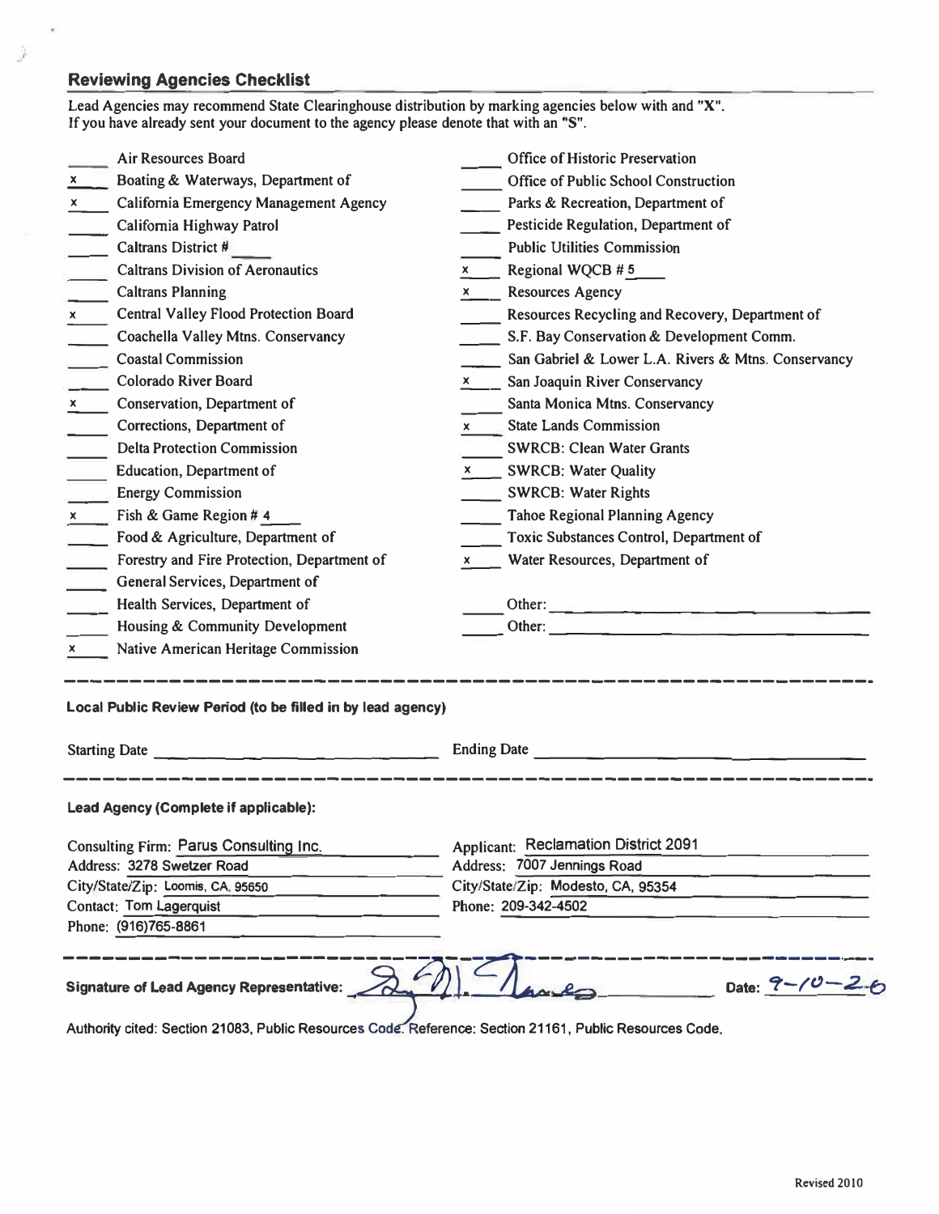## Reviewing Agencies Checklist

Lead Agencies may recommend State Clearinghouse distribution by marking agencies below with and "X".
If you have already sent your document to the agency please denote that with an "S".

| | | | |
|---|---|---|---|
| | Air Resources Board | | Office of Historic Preservation |
| x | Boating & Waterways, Department of | | Office of Public School Construction |
| x | California Emergency Management Agency | | Parks & Recreation, Department of |
| | California Highway Patrol | | Pesticide Regulation, Department of |
| | Caltrans District # | | Public Utilities Commission |
| | Caltrans Division of Aeronautics | x | Regional WQCB # 5 |
| | Caltrans Planning | x | Resources Agency |
| x | Central Valley Flood Protection Board | | Resources Recycling and Recovery, Department of |
| | Coachella Valley Mtns. Conservancy | | S.F. Bay Conservation & Development Comm. |
| | Coastal Commission | | San Gabriel & Lower L.A. Rivers & Mtns. Conservancy |
| | Colorado River Board | x | San Joaquin River Conservancy |
| x | Conservation, Department of | | Santa Monica Mtns. Conservancy |
| | Corrections, Department of | x | State Lands Commission |
| | Delta Protection Commission | | SWRCB: Clean Water Grants |
| | Education, Department of | x | SWRCB: Water Quality |
| | Energy Commission | | SWRCB: Water Rights |
| x | Fish & Game Region # 4 | | Tahoe Regional Planning Agency |
| | Food & Agriculture, Department of | | Toxic Substances Control, Department of |
| | Forestry and Fire Protection, Department of | x | Water Resources, Department of |
| | General Services, Department of | | |
| | Health Services, Department of | | Other: |
| | Housing & Community Development | | Other: |
| x | Native American Heritage Commission | | |

---

**Local Public Review Period (to be filled in by lead agency)**

Starting Date ______________________ Ending Date ______________________

---

**Lead Agency (Complete if applicable):**

Consulting Firm: Parus Consulting Inc.
Address: 3278 Swetzer Road
City/State/Zip: Loomis, CA, 95650
Contact: Tom Lagerquist
Phone: (916)765-8861

Applicant: Reclamation District 2091
Address: 7007 Jennings Road
City/State/Zip: Modesto, CA, 95354
Phone: 209-342-4502

---

**Signature of Lead Agency Representative:** [signature] **Date:** 9-10-20

Authority cited: Section 21083, Public Resources Code. Reference: Section 21161, Public Resources Code.

Revised 2010